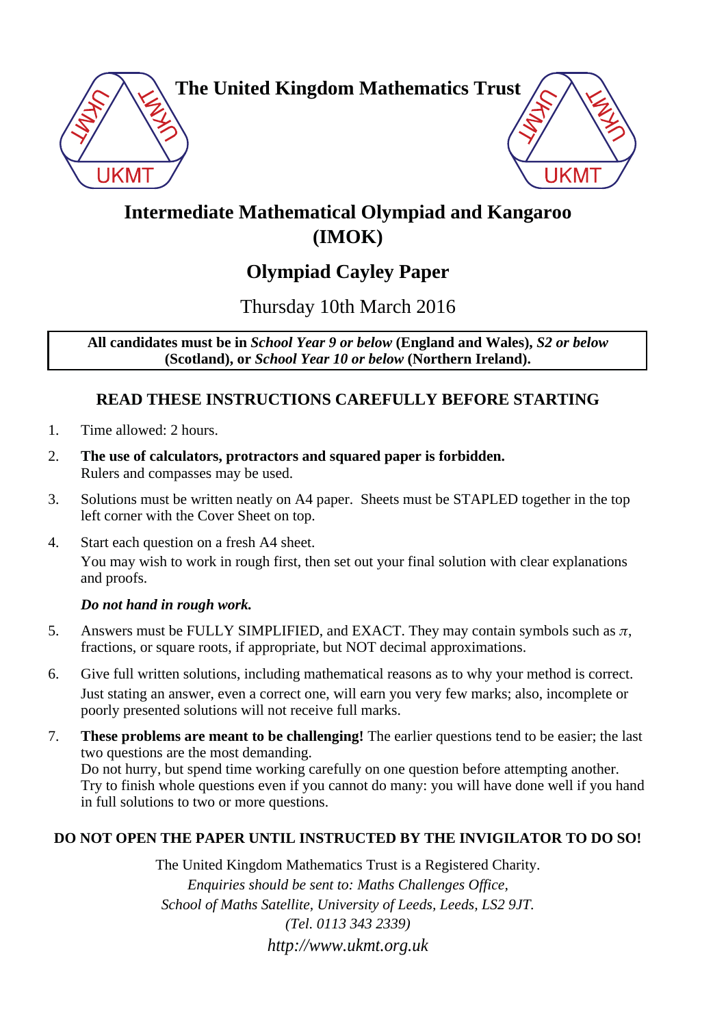# The United Kingdom Mathematics Trust

## Intermediate Mathematical Olympiad and Kangaroo (IMOK)

## Olympiad Cayley Paper

Thursday 10th March 2016

**All candidates must be in *School Year 9 or below* (England and Wales), *S2 or below* (Scotland), or *School Year 10 or below* (Northern Ireland).**

### READ THESE INSTRUCTIONS CAREFULLY BEFORE STARTING

1. Time allowed: 2 hours.
2. **The use of calculators, protractors and squared paper is forbidden.**
   Rulers and compasses may be used.
3. Solutions must be written neatly on A4 paper. Sheets must be STAPLED together in the top left corner with the Cover Sheet on top.
4. Start each question on a fresh A4 sheet.
   You may wish to work in rough first, then set out your final solution with clear explanations and proofs.

   ***Do not hand in rough work.***
5. Answers must be FULLY SIMPLIFIED, and EXACT. They may contain symbols such as $\pi$, fractions, or square roots, if appropriate, but NOT decimal approximations.
6. Give full written solutions, including mathematical reasons as to why your method is correct.
   Just stating an answer, even a correct one, will earn you very few marks; also, incomplete or poorly presented solutions will not receive full marks.
7. **These problems are meant to be challenging!** The earlier questions tend to be easier; the last two questions are the most demanding.
   Do not hurry, but spend time working carefully on one question before attempting another.
   Try to finish whole questions even if you cannot do many: you will have done well if you hand in full solutions to two or more questions.

**DO NOT OPEN THE PAPER UNTIL INSTRUCTED BY THE INVIGILATOR TO DO SO!**

The United Kingdom Mathematics Trust is a Registered Charity.
*Enquiries should be sent to: Maths Challenges Office,*
*School of Maths Satellite, University of Leeds, Leeds, LS2 9JT.*
*(Tel. 0113 343 2339)*
*http://www.ukmt.org.uk*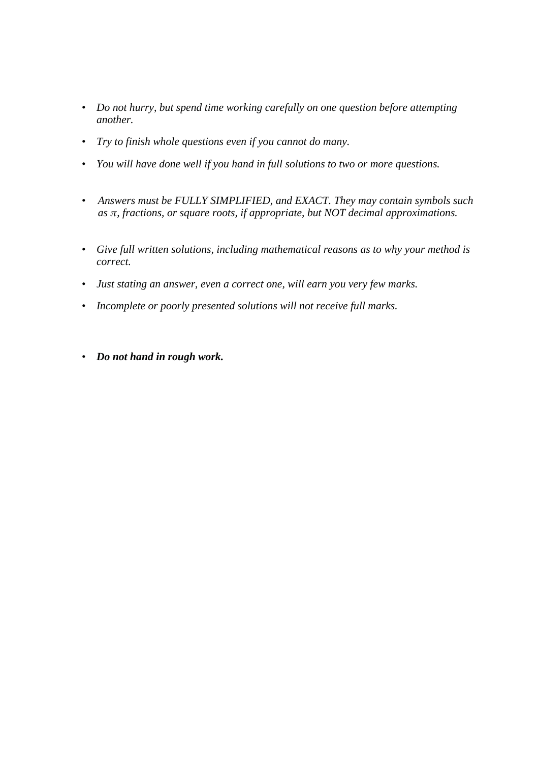- *Do not hurry, but spend time working carefully on one question before attempting another.*

- *Try to finish whole questions even if you cannot do many.*

- *You will have done well if you hand in full solutions to two or more questions.*

- *Answers must be FULLY SIMPLIFIED, and EXACT. They may contain symbols such as $\pi$, fractions, or square roots, if appropriate, but NOT decimal approximations.*

- *Give full written solutions, including mathematical reasons as to why your method is correct.*

- *Just stating an answer, even a correct one, will earn you very few marks.*

- *Incomplete or poorly presented solutions will not receive full marks.*

- ***Do not hand in rough work.***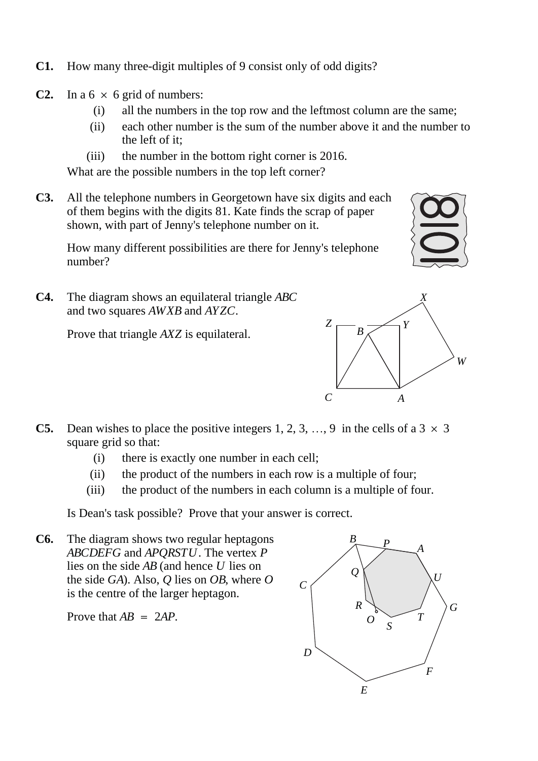**C1.** How many three-digit multiples of 9 consist only of odd digits?

**C2.** In a $6 \times 6$ grid of numbers:

(i) all the numbers in the top row and the leftmost column are the same;

(ii) each other number is the sum of the number above it and the number to the left of it;

(iii) the number in the bottom right corner is 2016.

What are the possible numbers in the top left corner?

**C3.** All the telephone numbers in Georgetown have six digits and each of them begins with the digits 81. Kate finds the scrap of paper shown, with part of Jenny's telephone number on it.

How many different possibilities are there for Jenny's telephone number?

**C4.** The diagram shows an equilateral triangle $ABC$ and two squares $AWXB$ and $AYZC$.

Prove that triangle $AXZ$ is equilateral.

**C5.** Dean wishes to place the positive integers $1, 2, 3, \ldots, 9$ in the cells of a $3 \times 3$ square grid so that:

(i) there is exactly one number in each cell;

(ii) the product of the numbers in each row is a multiple of four;

(iii) the product of the numbers in each column is a multiple of four.

Is Dean's task possible? Prove that your answer is correct.

**C6.** The diagram shows two regular heptagons $ABCDEFG$ and $APQRSTU$. The vertex $P$ lies on the side $AB$ (and hence $U$ lies on the side $GA$). Also, $Q$ lies on $OB$, where $O$ is the centre of the larger heptagon.

Prove that $AB = 2AP$.